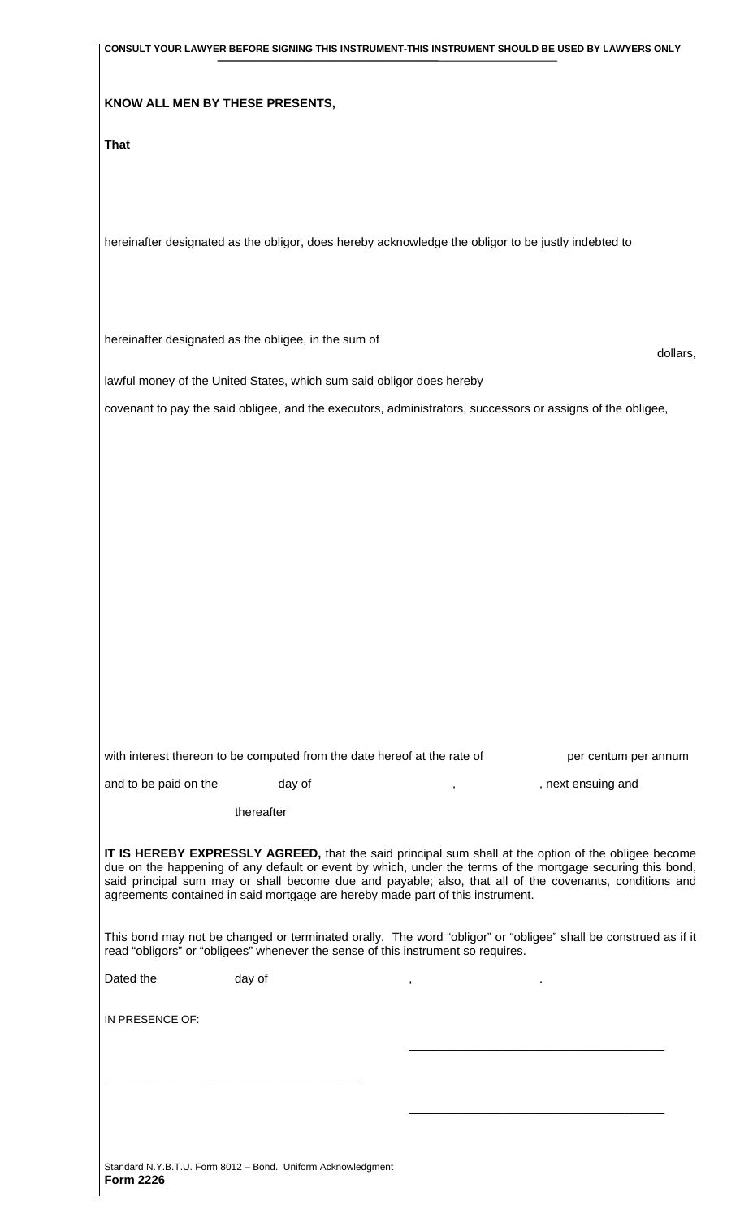**CONSULT YOUR LAWYER BEFORE SIGNING THIS INSTRUMENT-THIS INSTRUMENT SHOULD BE USED BY LAWYERS ONLY**

**KNOW ALL MEN BY THESE PRESENTS,**

**That**

hereinafter designated as the obligor, does hereby acknowledge the obligor to be justly indebted to

hereinafter designated as the obligee, in the sum of dollars,

lawful money of the United States, which sum said obligor does hereby

covenant to pay the said obligee, and the executors, administrators, successors or assigns of the obligee,

with interest thereon to be computed from the date hereof at the rate of per centum per annum

and to be paid on the day of , , next ensuing and

thereafter

**IT IS HEREBY EXPRESSLY AGREED,** that the said principal sum shall at the option of the obligee become due on the happening of any default or event by which, under the terms of the mortgage securing this bond, said principal sum may or shall become due and payable; also, that all of the covenants, conditions and agreements contained in said mortgage are hereby made part of this instrument.

This bond may not be changed or terminated orally. The word "obligor" or "obligee" shall be construed as if it read "obligors" or "obligees" whenever the sense of this instrument so requires.

Dated the day of , .

IN PRESENCE OF:

\_\_\_\_\_\_\_\_\_\_\_\_\_\_\_\_\_\_\_\_\_\_\_\_\_\_\_\_\_\_\_\_\_\_\_\_

\_\_\_\_\_\_\_\_\_\_\_\_\_\_\_\_\_\_\_\_\_\_\_\_\_\_\_\_\_\_\_\_\_\_\_\_

\_\_\_\_\_\_\_\_\_\_\_\_\_\_\_\_\_\_\_\_\_\_\_\_\_\_\_\_\_\_\_\_\_\_\_\_

Standard N.Y.B.T.U. Form 8012 – Bond. Uniform Acknowledgment
**Form 2226**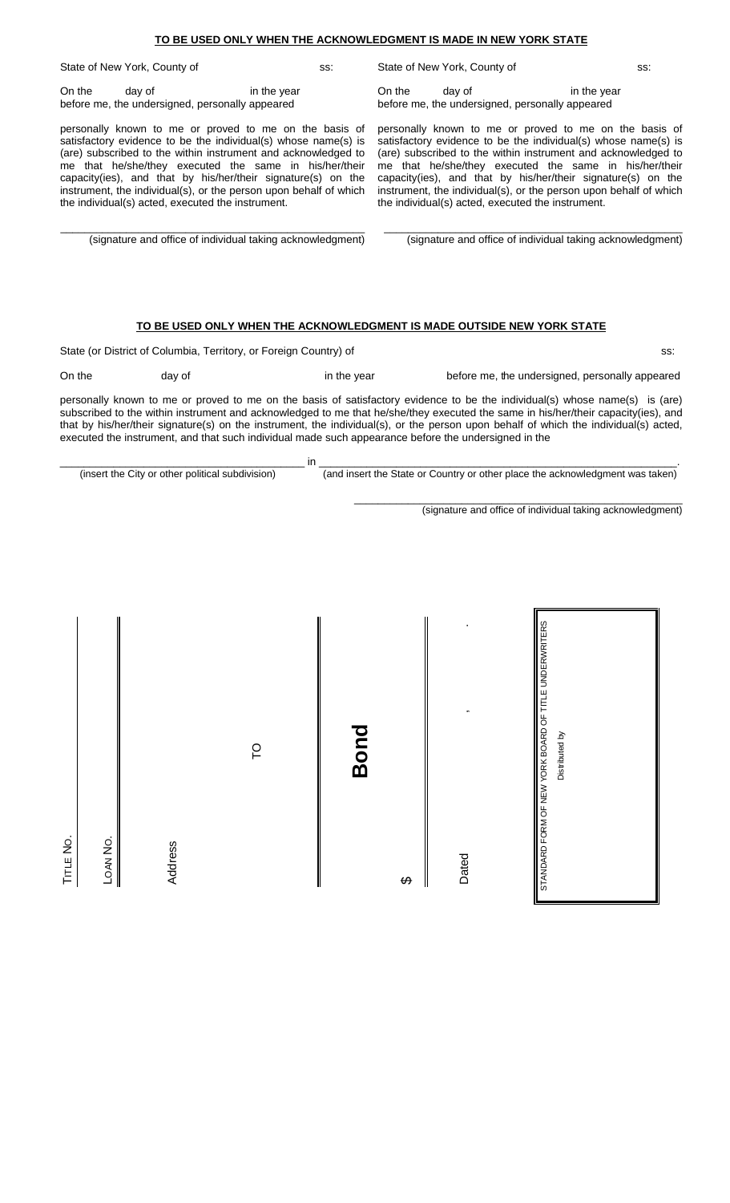**TO BE USED ONLY WHEN THE ACKNOWLEDGMENT IS MADE IN NEW YORK STATE**

State of New York, County of ss:

On the day of in the year
before me, the undersigned, personally appeared

personally known to me or proved to me on the basis of satisfactory evidence to be the individual(s) whose name(s) is (are) subscribed to the within instrument and acknowledged to me that he/she/they executed the same in his/her/their capacity(ies), and that by his/her/their signature(s) on the instrument, the individual(s), or the person upon behalf of which the individual(s) acted, executed the instrument.

_______________________________________________
(signature and office of individual taking acknowledgment)

State of New York, County of ss:

On the day of in the year
before me, the undersigned, personally appeared

personally known to me or proved to me on the basis of satisfactory evidence to be the individual(s) whose name(s) is (are) subscribed to the within instrument and acknowledged to me that he/she/they executed the same in his/her/their capacity(ies), and that by his/her/their signature(s) on the instrument, the individual(s), or the person upon behalf of which the individual(s) acted, executed the instrument.

_______________________________________________
(signature and office of individual taking acknowledgment)

**TO BE USED ONLY WHEN THE ACKNOWLEDGMENT IS MADE OUTSIDE NEW YORK STATE**

State (or District of Columbia, Territory, or Foreign Country) of ss:

On the day of in the year before me, the undersigned, personally appeared

personally known to me or proved to me on the basis of satisfactory evidence to be the individual(s) whose name(s) is (are) subscribed to the within instrument and acknowledged to me that he/she/they executed the same in his/her/their capacity(ies), and that by his/her/their signature(s) on the instrument, the individual(s), or the person upon behalf of which the individual(s) acted, executed the instrument, and that such individual made such appearance before the undersigned in the

_______________________________________ in _______________________________________.
(insert the City or other political subdivision) (and insert the State or Country or other place the acknowledgment was taken)

_______________________________________________
(signature and office of individual taking acknowledgment)

TITLE NO.

LOAN NO.

Address

TO

**Bond**

$

Dated

STANDARD FORM OF NEW YORK BOARD OF TITLE UNDERWRITERS

Distributed by